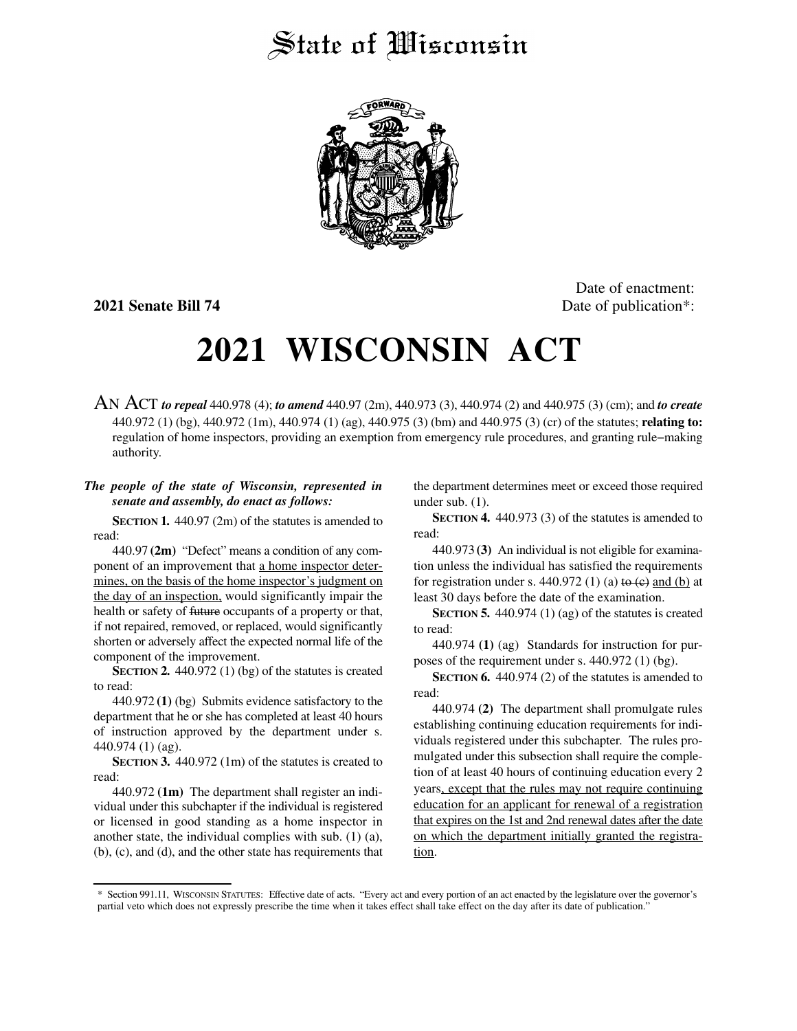# State of Wisconsin

**2021 Senate Bill 74**

Date of enactment:
Date of publication*:

# 2021 WISCONSIN ACT

AN ACT *to repeal* 440.978 (4); *to amend* 440.97 (2m), 440.973 (3), 440.974 (2) and 440.975 (3) (cm); and *to create* 440.972 (1) (bg), 440.972 (1m), 440.974 (1) (ag), 440.975 (3) (bm) and 440.975 (3) (cr) of the statutes; **relating to:** regulation of home inspectors, providing an exemption from emergency rule procedures, and granting rule–making authority.

***The people of the state of Wisconsin, represented in senate and assembly, do enact as follows:***

**SECTION 1.** 440.97 (2m) of the statutes is amended to read:

440.97 **(2m)** "Defect" means a condition of any component of an improvement that a home inspector determines, on the basis of the home inspector's judgment on the day of an inspection, would significantly impair the health or safety of ~~future~~ occupants of a property or that, if not repaired, removed, or replaced, would significantly shorten or adversely affect the expected normal life of the component of the improvement.

**SECTION 2.** 440.972 (1) (bg) of the statutes is created to read:

440.972 **(1)** (bg) Submits evidence satisfactory to the department that he or she has completed at least 40 hours of instruction approved by the department under s. 440.974 (1) (ag).

**SECTION 3.** 440.972 (1m) of the statutes is created to read:

440.972 **(1m)** The department shall register an individual under this subchapter if the individual is registered or licensed in good standing as a home inspector in another state, the individual complies with sub. (1) (a), (b), (c), and (d), and the other state has requirements that the department determines meet or exceed those required under sub. (1).

**SECTION 4.** 440.973 (3) of the statutes is amended to read:

440.973 **(3)** An individual is not eligible for examination unless the individual has satisfied the requirements for registration under s. 440.972 (1) (a) ~~to (c)~~ and (b) at least 30 days before the date of the examination.

**SECTION 5.** 440.974 (1) (ag) of the statutes is created to read:

440.974 **(1)** (ag) Standards for instruction for purposes of the requirement under s. 440.972 (1) (bg).

**SECTION 6.** 440.974 (2) of the statutes is amended to read:

440.974 **(2)** The department shall promulgate rules establishing continuing education requirements for individuals registered under this subchapter. The rules promulgated under this subsection shall require the completion of at least 40 hours of continuing education every 2 years, except that the rules may not require continuing education for an applicant for renewal of a registration that expires on the 1st and 2nd renewal dates after the date on which the department initially granted the registration.

\* Section 991.11, WISCONSIN STATUTES: Effective date of acts. "Every act and every portion of an act enacted by the legislature over the governor's partial veto which does not expressly prescribe the time when it takes effect shall take effect on the day after its date of publication."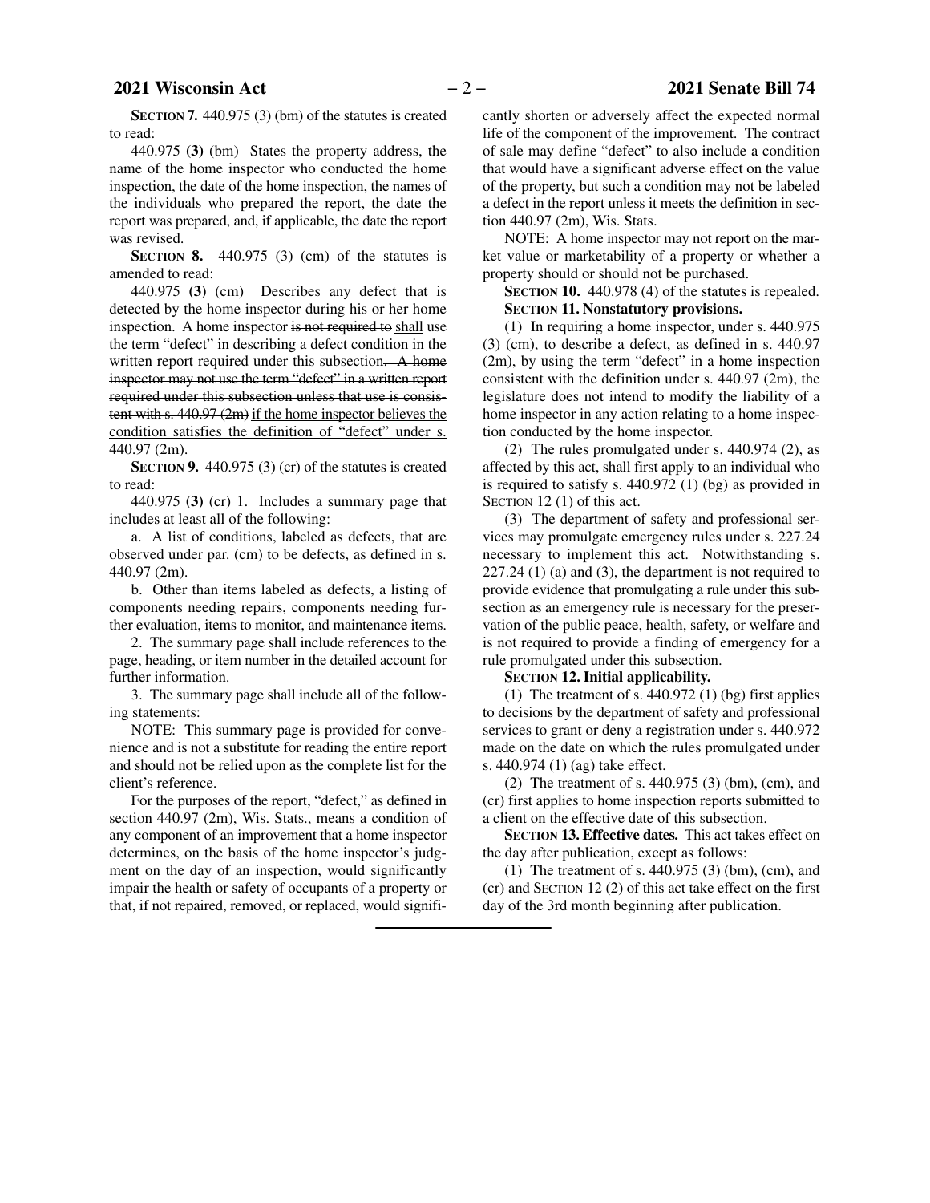**SECTION 7.** 440.975 (3) (bm) of the statutes is created to read:

440.975 **(3)** (bm) States the property address, the name of the home inspector who conducted the home inspection, the date of the home inspection, the names of the individuals who prepared the report, the date the report was prepared, and, if applicable, the date the report was revised.

**SECTION 8.** 440.975 (3) (cm) of the statutes is amended to read:

440.975 **(3)** (cm) Describes any defect that is detected by the home inspector during his or her home inspection. A home inspector ~~is not required to~~ <u>shall</u> use the term "defect" in describing a ~~defect~~ <u>condition</u> in the written report required under this subsection~~. A home inspector may not use the term "defect" in a written report required under this subsection unless that use is consistent with s. 440.97 (2m)~~ <u>if the home inspector believes the condition satisfies the definition of "defect" under s. 440.97 (2m)</u>.

**SECTION 9.** 440.975 (3) (cr) of the statutes is created to read:

440.975 **(3)** (cr) 1. Includes a summary page that includes at least all of the following:

a. A list of conditions, labeled as defects, that are observed under par. (cm) to be defects, as defined in s. 440.97 (2m).

b. Other than items labeled as defects, a listing of components needing repairs, components needing further evaluation, items to monitor, and maintenance items.

2. The summary page shall include references to the page, heading, or item number in the detailed account for further information.

3. The summary page shall include all of the following statements:

NOTE: This summary page is provided for convenience and is not a substitute for reading the entire report and should not be relied upon as the complete list for the client's reference.

For the purposes of the report, "defect," as defined in section 440.97 (2m), Wis. Stats., means a condition of any component of an improvement that a home inspector determines, on the basis of the home inspector's judgment on the day of an inspection, would significantly impair the health or safety of occupants of a property or that, if not repaired, removed, or replaced, would significantly shorten or adversely affect the expected normal life of the component of the improvement. The contract of sale may define "defect" to also include a condition that would have a significant adverse effect on the value of the property, but such a condition may not be labeled a defect in the report unless it meets the definition in section 440.97 (2m), Wis. Stats.

NOTE: A home inspector may not report on the market value or marketability of a property or whether a property should or should not be purchased.

**SECTION 10.** 440.978 (4) of the statutes is repealed.

**SECTION 11. Nonstatutory provisions.**

(1) In requiring a home inspector, under s. 440.975 (3) (cm), to describe a defect, as defined in s. 440.97 (2m), by using the term "defect" in a home inspection consistent with the definition under s. 440.97 (2m), the legislature does not intend to modify the liability of a home inspector in any action relating to a home inspection conducted by the home inspector.

(2) The rules promulgated under s. 440.974 (2), as affected by this act, shall first apply to an individual who is required to satisfy s. 440.972 (1) (bg) as provided in SECTION 12 (1) of this act.

(3) The department of safety and professional services may promulgate emergency rules under s. 227.24 necessary to implement this act. Notwithstanding s. 227.24 (1) (a) and (3), the department is not required to provide evidence that promulgating a rule under this subsection as an emergency rule is necessary for the preservation of the public peace, health, safety, or welfare and is not required to provide a finding of emergency for a rule promulgated under this subsection.

**SECTION 12. Initial applicability.**

(1) The treatment of s. 440.972 (1) (bg) first applies to decisions by the department of safety and professional services to grant or deny a registration under s. 440.972 made on the date on which the rules promulgated under s. 440.974 (1) (ag) take effect.

(2) The treatment of s. 440.975 (3) (bm), (cm), and (cr) first applies to home inspection reports submitted to a client on the effective date of this subsection.

**SECTION 13. Effective dates.** This act takes effect on the day after publication, except as follows:

(1) The treatment of s. 440.975 (3) (bm), (cm), and (cr) and SECTION 12 (2) of this act take effect on the first day of the 3rd month beginning after publication.